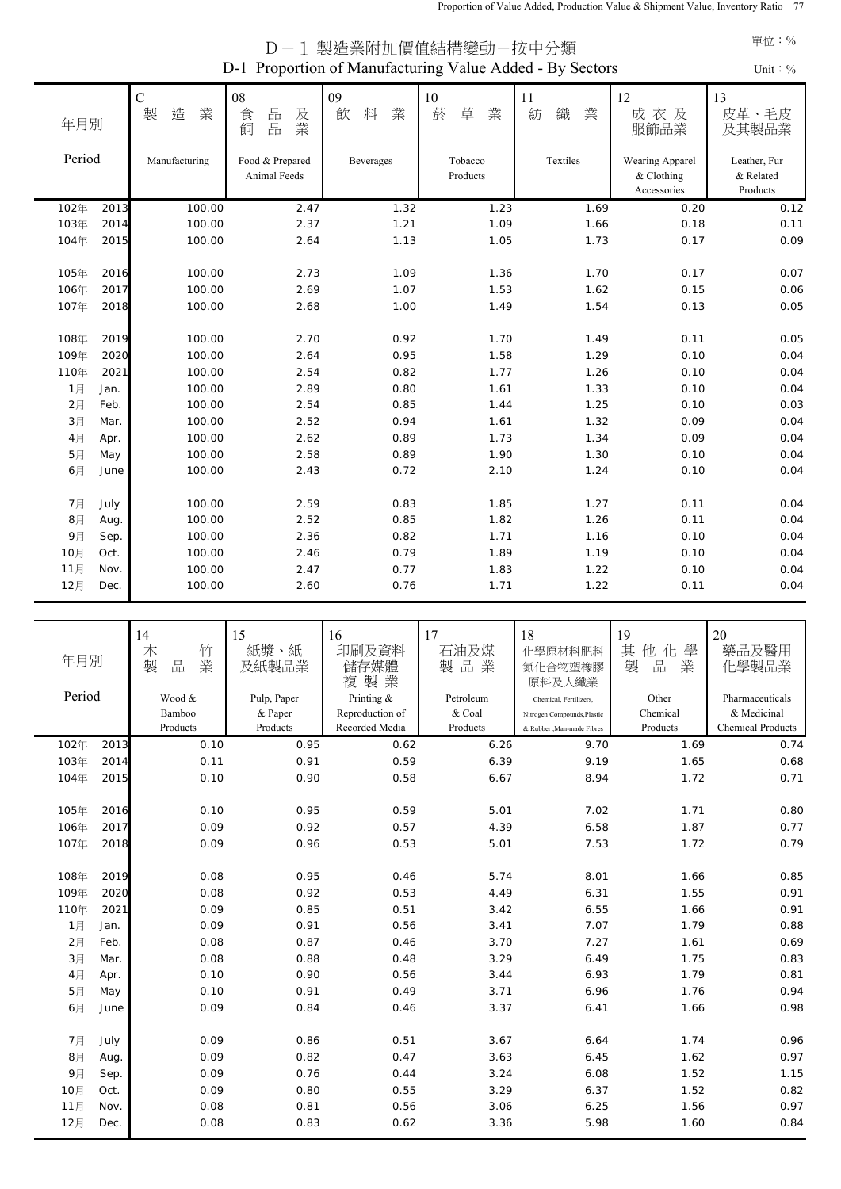# D－1 製造業附加價值結構變動－按中分類
## D-1 Proportion of Manufacturing Value Added - By Sectors

單位：%
Unit：%

| 年月別 Period | | C 製造業 Manufacturing | 08 食品及飼品業 Food & Prepared Animal Feeds | 09 飲料業 Beverages | 10 菸草業 Tobacco Products | 11 紡織業 Textiles | 12 成衣及服飾品業 Wearing Apparel & Clothing Accessories | 13 皮革、毛皮及其製品業 Leather, Fur & Related Products |
|---|---|---|---|---|---|---|---|---|
| 102年 | 2013 | 100.00 | 2.47 | 1.32 | 1.23 | 1.69 | 0.20 | 0.12 |
| 103年 | 2014 | 100.00 | 2.37 | 1.21 | 1.09 | 1.66 | 0.18 | 0.11 |
| 104年 | 2015 | 100.00 | 2.64 | 1.13 | 1.05 | 1.73 | 0.17 | 0.09 |
| 105年 | 2016 | 100.00 | 2.73 | 1.09 | 1.36 | 1.70 | 0.17 | 0.07 |
| 106年 | 2017 | 100.00 | 2.69 | 1.07 | 1.53 | 1.62 | 0.15 | 0.06 |
| 107年 | 2018 | 100.00 | 2.68 | 1.00 | 1.49 | 1.54 | 0.13 | 0.05 |
| 108年 | 2019 | 100.00 | 2.70 | 0.92 | 1.70 | 1.49 | 0.11 | 0.05 |
| 109年 | 2020 | 100.00 | 2.64 | 0.95 | 1.58 | 1.29 | 0.10 | 0.04 |
| 110年 | 2021 | 100.00 | 2.54 | 0.82 | 1.77 | 1.26 | 0.10 | 0.04 |
| 1月 | Jan. | 100.00 | 2.89 | 0.80 | 1.61 | 1.33 | 0.10 | 0.04 |
| 2月 | Feb. | 100.00 | 2.54 | 0.85 | 1.44 | 1.25 | 0.10 | 0.03 |
| 3月 | Mar. | 100.00 | 2.52 | 0.94 | 1.61 | 1.32 | 0.09 | 0.04 |
| 4月 | Apr. | 100.00 | 2.62 | 0.89 | 1.73 | 1.34 | 0.09 | 0.04 |
| 5月 | May | 100.00 | 2.58 | 0.89 | 1.90 | 1.30 | 0.10 | 0.04 |
| 6月 | June | 100.00 | 2.43 | 0.72 | 2.10 | 1.24 | 0.10 | 0.04 |
| 7月 | July | 100.00 | 2.59 | 0.83 | 1.85 | 1.27 | 0.11 | 0.04 |
| 8月 | Aug. | 100.00 | 2.52 | 0.85 | 1.82 | 1.26 | 0.11 | 0.04 |
| 9月 | Sep. | 100.00 | 2.36 | 0.82 | 1.71 | 1.16 | 0.10 | 0.04 |
| 10月 | Oct. | 100.00 | 2.46 | 0.79 | 1.89 | 1.19 | 0.10 | 0.04 |
| 11月 | Nov. | 100.00 | 2.47 | 0.77 | 1.83 | 1.22 | 0.10 | 0.04 |
| 12月 | Dec. | 100.00 | 2.60 | 0.76 | 1.71 | 1.22 | 0.11 | 0.04 |

| 年月別 Period | | 14 木竹製品業 Wood & Bamboo Products | 15 紙漿、紙及紙製品業 Pulp, Paper & Paper Products | 16 印刷及資料儲存媒體複製業 Printing & Reproduction of Recorded Media | 17 石油及煤製品業 Petroleum & Coal Products | 18 化學原材料肥料氮化合物塑橡膠原料及人纖業 Chemical, Fertilizers, Nitrogen Compounds,Plastic & Rubber ,Man-made Fibres | 19 其他化學製品業 Other Chemical Products | 20 藥品及醫用化學製品業 Pharmaceuticals & Medicinal Chemical Products |
|---|---|---|---|---|---|---|---|---|
| 102年 | 2013 | 0.10 | 0.95 | 0.62 | 6.26 | 9.70 | 1.69 | 0.74 |
| 103年 | 2014 | 0.11 | 0.91 | 0.59 | 6.39 | 9.19 | 1.65 | 0.68 |
| 104年 | 2015 | 0.10 | 0.90 | 0.58 | 6.67 | 8.94 | 1.72 | 0.71 |
| 105年 | 2016 | 0.10 | 0.95 | 0.59 | 5.01 | 7.02 | 1.71 | 0.80 |
| 106年 | 2017 | 0.09 | 0.92 | 0.57 | 4.39 | 6.58 | 1.87 | 0.77 |
| 107年 | 2018 | 0.09 | 0.96 | 0.53 | 5.01 | 7.53 | 1.72 | 0.79 |
| 108年 | 2019 | 0.08 | 0.95 | 0.46 | 5.74 | 8.01 | 1.66 | 0.85 |
| 109年 | 2020 | 0.08 | 0.92 | 0.53 | 4.49 | 6.31 | 1.55 | 0.91 |
| 110年 | 2021 | 0.09 | 0.85 | 0.51 | 3.42 | 6.55 | 1.66 | 0.91 |
| 1月 | Jan. | 0.09 | 0.91 | 0.56 | 3.41 | 7.07 | 1.79 | 0.88 |
| 2月 | Feb. | 0.08 | 0.87 | 0.46 | 3.70 | 7.27 | 1.61 | 0.69 |
| 3月 | Mar. | 0.08 | 0.88 | 0.48 | 3.29 | 6.49 | 1.75 | 0.83 |
| 4月 | Apr. | 0.10 | 0.90 | 0.56 | 3.44 | 6.93 | 1.79 | 0.81 |
| 5月 | May | 0.10 | 0.91 | 0.49 | 3.71 | 6.96 | 1.76 | 0.94 |
| 6月 | June | 0.09 | 0.84 | 0.46 | 3.37 | 6.41 | 1.66 | 0.98 |
| 7月 | July | 0.09 | 0.86 | 0.51 | 3.67 | 6.64 | 1.74 | 0.96 |
| 8月 | Aug. | 0.09 | 0.82 | 0.47 | 3.63 | 6.45 | 1.62 | 0.97 |
| 9月 | Sep. | 0.09 | 0.76 | 0.44 | 3.24 | 6.08 | 1.52 | 1.15 |
| 10月 | Oct. | 0.09 | 0.80 | 0.55 | 3.29 | 6.37 | 1.52 | 0.82 |
| 11月 | Nov. | 0.08 | 0.81 | 0.56 | 3.06 | 6.25 | 1.56 | 0.97 |
| 12月 | Dec. | 0.08 | 0.83 | 0.62 | 3.36 | 5.98 | 1.60 | 0.84 |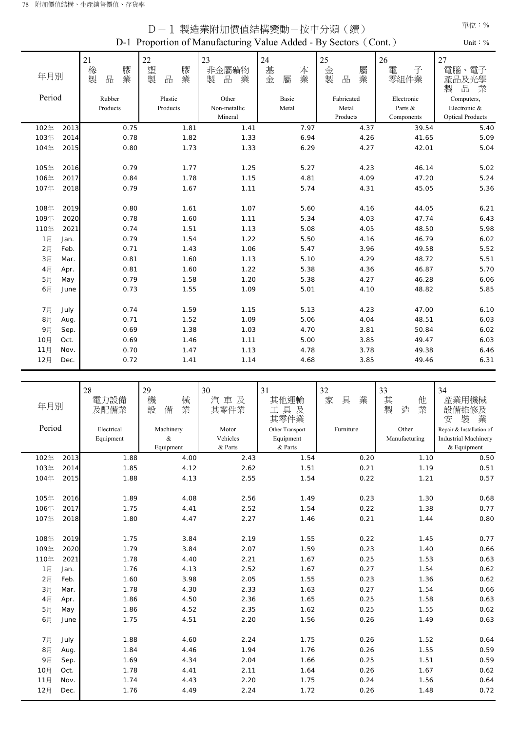# D－1 製造業附加價值結構變動－按中分類（續）

## D-1 Proportion of Manufacturing Value Added - By Sectors（Cont.）

單位：%

Unit：%

| 年月別 Period | | 21 橡膠製品業 Rubber Products | 22 塑膠製品業 Plastic Products | 23 非金屬礦物製品業 Other Non-metallic Mineral | 24 基本金屬業 Basic Metal | 25 金屬製品業 Fabricated Metal Products | 26 電子零組件業 Electronic Parts & Components | 27 電腦、電子產品及光學製品業 Computers, Electronic & Optical Products |
|---|---|---|---|---|---|---|---|---|
| 102年 | 2013 | 0.75 | 1.81 | 1.41 | 7.97 | 4.37 | 39.54 | 5.40 |
| 103年 | 2014 | 0.78 | 1.82 | 1.33 | 6.94 | 4.26 | 41.65 | 5.09 |
| 104年 | 2015 | 0.80 | 1.73 | 1.33 | 6.29 | 4.27 | 42.01 | 5.04 |
| 105年 | 2016 | 0.79 | 1.77 | 1.25 | 5.27 | 4.23 | 46.14 | 5.02 |
| 106年 | 2017 | 0.84 | 1.78 | 1.15 | 4.81 | 4.09 | 47.20 | 5.24 |
| 107年 | 2018 | 0.79 | 1.67 | 1.11 | 5.74 | 4.31 | 45.05 | 5.36 |
| 108年 | 2019 | 0.80 | 1.61 | 1.07 | 5.60 | 4.16 | 44.05 | 6.21 |
| 109年 | 2020 | 0.78 | 1.60 | 1.11 | 5.34 | 4.03 | 47.74 | 6.43 |
| 110年 | 2021 | 0.74 | 1.51 | 1.13 | 5.08 | 4.05 | 48.50 | 5.98 |
| 1月 | Jan. | 0.79 | 1.54 | 1.22 | 5.50 | 4.16 | 46.79 | 6.02 |
| 2月 | Feb. | 0.71 | 1.43 | 1.06 | 5.47 | 3.96 | 49.58 | 5.52 |
| 3月 | Mar. | 0.81 | 1.60 | 1.13 | 5.10 | 4.29 | 48.72 | 5.51 |
| 4月 | Apr. | 0.81 | 1.60 | 1.22 | 5.38 | 4.36 | 46.87 | 5.70 |
| 5月 | May | 0.79 | 1.58 | 1.20 | 5.38 | 4.27 | 46.28 | 6.06 |
| 6月 | June | 0.73 | 1.55 | 1.09 | 5.01 | 4.10 | 48.82 | 5.85 |
| 7月 | July | 0.74 | 1.59 | 1.15 | 5.13 | 4.23 | 47.00 | 6.10 |
| 8月 | Aug. | 0.71 | 1.52 | 1.09 | 5.06 | 4.04 | 48.51 | 6.03 |
| 9月 | Sep. | 0.69 | 1.38 | 1.03 | 4.70 | 3.81 | 50.84 | 6.02 |
| 10月 | Oct. | 0.69 | 1.46 | 1.11 | 5.00 | 3.85 | 49.47 | 6.03 |
| 11月 | Nov. | 0.70 | 1.47 | 1.13 | 4.78 | 3.78 | 49.38 | 6.46 |
| 12月 | Dec. | 0.72 | 1.41 | 1.14 | 4.68 | 3.85 | 49.46 | 6.31 |

| 年月別 Period | | 28 電力設備及配備業 Electrical Equipment | 29 機械設備業 Machinery & Equipment | 30 汽車及其零件業 Motor Vehicles & Parts | 31 其他運輸工具及其零件業 Other Transport Equipment & Parts | 32 家具業 Furniture | 33 其他製造業 Other Manufacturing | 34 產業用機械設備維修及安裝業 Repair & Installation of Industrial Machinery & Equipment |
|---|---|---|---|---|---|---|---|---|
| 102年 | 2013 | 1.88 | 4.00 | 2.43 | 1.54 | 0.20 | 1.10 | 0.50 |
| 103年 | 2014 | 1.85 | 4.12 | 2.62 | 1.51 | 0.21 | 1.19 | 0.51 |
| 104年 | 2015 | 1.88 | 4.13 | 2.55 | 1.54 | 0.22 | 1.21 | 0.57 |
| 105年 | 2016 | 1.89 | 4.08 | 2.56 | 1.49 | 0.23 | 1.30 | 0.68 |
| 106年 | 2017 | 1.75 | 4.41 | 2.52 | 1.54 | 0.22 | 1.38 | 0.77 |
| 107年 | 2018 | 1.80 | 4.47 | 2.27 | 1.46 | 0.21 | 1.44 | 0.80 |
| 108年 | 2019 | 1.75 | 3.84 | 2.19 | 1.55 | 0.22 | 1.45 | 0.77 |
| 109年 | 2020 | 1.79 | 3.84 | 2.07 | 1.59 | 0.23 | 1.40 | 0.66 |
| 110年 | 2021 | 1.78 | 4.40 | 2.21 | 1.67 | 0.25 | 1.53 | 0.63 |
| 1月 | Jan. | 1.76 | 4.13 | 2.52 | 1.67 | 0.27 | 1.54 | 0.62 |
| 2月 | Feb. | 1.60 | 3.98 | 2.05 | 1.55 | 0.23 | 1.36 | 0.62 |
| 3月 | Mar. | 1.78 | 4.30 | 2.33 | 1.63 | 0.27 | 1.54 | 0.66 |
| 4月 | Apr. | 1.86 | 4.50 | 2.36 | 1.65 | 0.25 | 1.58 | 0.63 |
| 5月 | May | 1.86 | 4.52 | 2.35 | 1.62 | 0.25 | 1.55 | 0.62 |
| 6月 | June | 1.75 | 4.51 | 2.20 | 1.56 | 0.26 | 1.49 | 0.63 |
| 7月 | July | 1.88 | 4.60 | 2.24 | 1.75 | 0.26 | 1.52 | 0.64 |
| 8月 | Aug. | 1.84 | 4.46 | 1.94 | 1.76 | 0.26 | 1.55 | 0.59 |
| 9月 | Sep. | 1.69 | 4.34 | 2.04 | 1.66 | 0.25 | 1.51 | 0.59 |
| 10月 | Oct. | 1.78 | 4.41 | 2.11 | 1.64 | 0.26 | 1.67 | 0.62 |
| 11月 | Nov. | 1.74 | 4.43 | 2.20 | 1.75 | 0.24 | 1.56 | 0.64 |
| 12月 | Dec. | 1.76 | 4.49 | 2.24 | 1.72 | 0.26 | 1.48 | 0.72 |